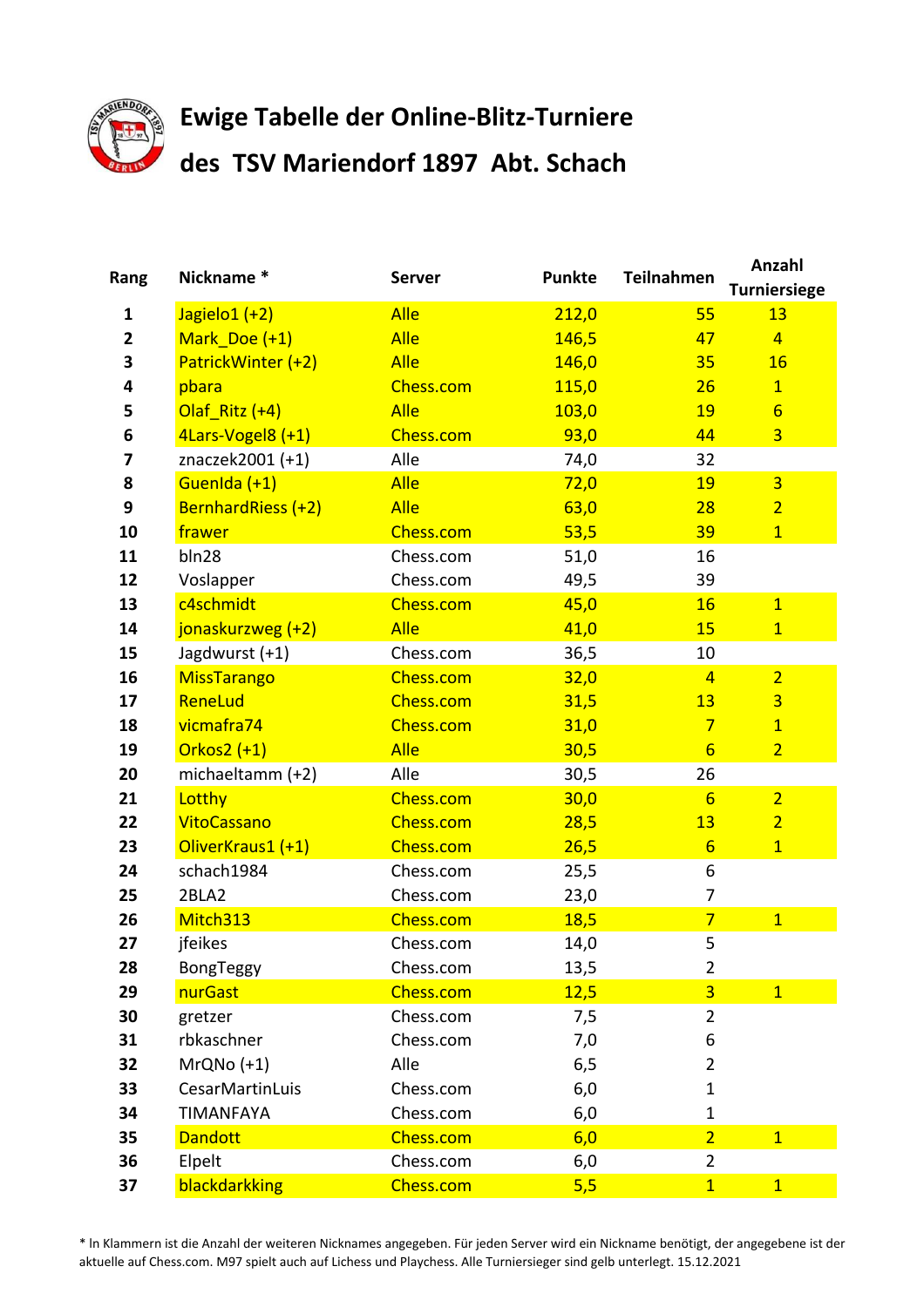# Ewige Tabelle der Online-Blitz-Turniere

# des TSV Mariendorf 1897 Abt. Schach

| Rang | Nickname * | Server | Punkte | Teilnahmen | Anzahl Turniersiege |
|---|---|---|---|---|---|
| 1 | Jagielo1 (+2) | Alle | 212,0 | 55 | 13 |
| 2 | Mark_Doe (+1) | Alle | 146,5 | 47 | 4 |
| 3 | PatrickWinter (+2) | Alle | 146,0 | 35 | 16 |
| 4 | pbara | Chess.com | 115,0 | 26 | 1 |
| 5 | Olaf_Ritz (+4) | Alle | 103,0 | 19 | 6 |
| 6 | 4Lars-Vogel8 (+1) | Chess.com | 93,0 | 44 | 3 |
| 7 | znaczek2001 (+1) | Alle | 74,0 | 32 | |
| 8 | GuenIda (+1) | Alle | 72,0 | 19 | 3 |
| 9 | BernhardRiess (+2) | Alle | 63,0 | 28 | 2 |
| 10 | frawer | Chess.com | 53,5 | 39 | 1 |
| 11 | bln28 | Chess.com | 51,0 | 16 | |
| 12 | Voslapper | Chess.com | 49,5 | 39 | |
| 13 | c4schmidt | Chess.com | 45,0 | 16 | 1 |
| 14 | jonaskurzweg (+2) | Alle | 41,0 | 15 | 1 |
| 15 | Jagdwurst (+1) | Chess.com | 36,5 | 10 | |
| 16 | MissTarango | Chess.com | 32,0 | 4 | 2 |
| 17 | ReneLud | Chess.com | 31,5 | 13 | 3 |
| 18 | vicmafra74 | Chess.com | 31,0 | 7 | 1 |
| 19 | Orkos2 (+1) | Alle | 30,5 | 6 | 2 |
| 20 | michaeltamm (+2) | Alle | 30,5 | 26 | |
| 21 | Lotthy | Chess.com | 30,0 | 6 | 2 |
| 22 | VitoCassano | Chess.com | 28,5 | 13 | 2 |
| 23 | OliverKraus1 (+1) | Chess.com | 26,5 | 6 | 1 |
| 24 | schach1984 | Chess.com | 25,5 | 6 | |
| 25 | 2BLA2 | Chess.com | 23,0 | 7 | |
| 26 | Mitch313 | Chess.com | 18,5 | 7 | 1 |
| 27 | jfeikes | Chess.com | 14,0 | 5 | |
| 28 | BongTeggy | Chess.com | 13,5 | 2 | |
| 29 | nurGast | Chess.com | 12,5 | 3 | 1 |
| 30 | gretzer | Chess.com | 7,5 | 2 | |
| 31 | rbkaschner | Chess.com | 7,0 | 6 | |
| 32 | MrQNo (+1) | Alle | 6,5 | 2 | |
| 33 | CesarMartinLuis | Chess.com | 6,0 | 1 | |
| 34 | TIMANFAYA | Chess.com | 6,0 | 1 | |
| 35 | Dandott | Chess.com | 6,0 | 2 | 1 |
| 36 | Elpelt | Chess.com | 6,0 | 2 | |
| 37 | blackdarkking | Chess.com | 5,5 | 1 | 1 |

* In Klammern ist die Anzahl der weiteren Nicknames angegeben. Für jeden Server wird ein Nickname benötigt, der angegebene ist der aktuelle auf Chess.com. M97 spielt auch auf Lichess und Playchess. Alle Turniersieger sind gelb unterlegt. 15.12.2021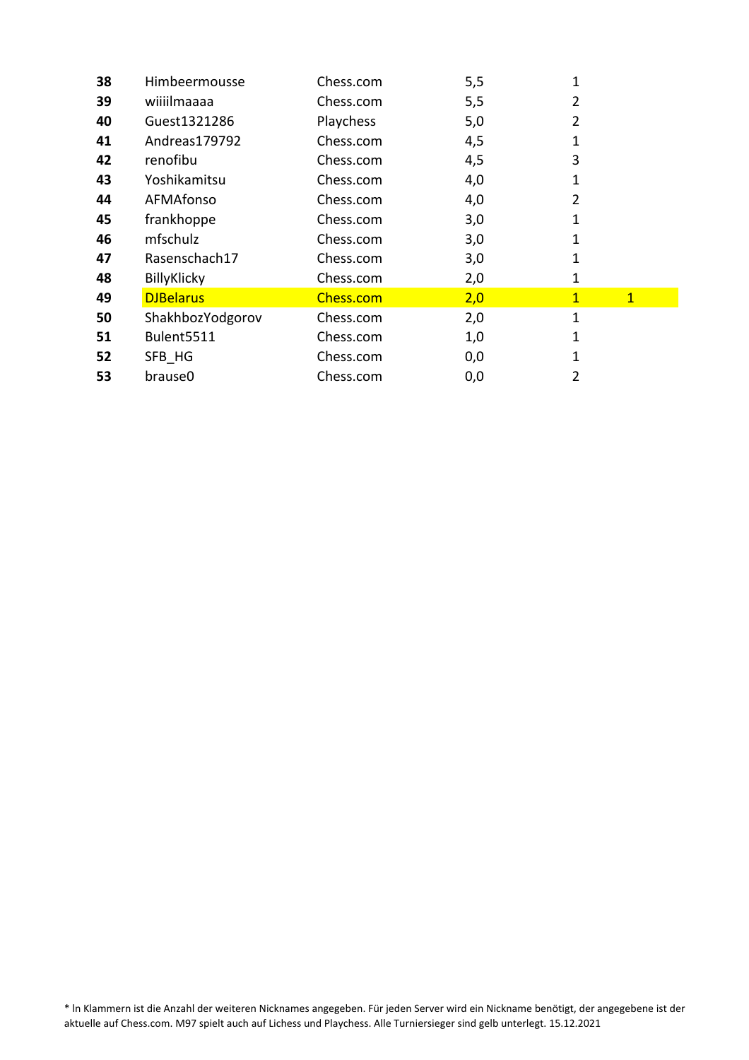| | | | | | |
|---|---|---|---|---|---|
| **38** | Himbeermousse | Chess.com | 5,5 | 1 | |
| **39** | wiiiilmaaaa | Chess.com | 5,5 | 2 | |
| **40** | Guest1321286 | Playchess | 5,0 | 2 | |
| **41** | Andreas179792 | Chess.com | 4,5 | 1 | |
| **42** | renofibu | Chess.com | 4,5 | 3 | |
| **43** | Yoshikamitsu | Chess.com | 4,0 | 1 | |
| **44** | AFMAfonso | Chess.com | 4,0 | 2 | |
| **45** | frankhoppe | Chess.com | 3,0 | 1 | |
| **46** | mfschulz | Chess.com | 3,0 | 1 | |
| **47** | Rasenschach17 | Chess.com | 3,0 | 1 | |
| **48** | BillyKlicky | Chess.com | 2,0 | 1 | |
| **49** | DJBelarus | Chess.com | 2,0 | 1 | 1 |
| **50** | ShakhbozYodgorov | Chess.com | 2,0 | 1 | |
| **51** | Bulent5511 | Chess.com | 1,0 | 1 | |
| **52** | SFB_HG | Chess.com | 0,0 | 1 | |
| **53** | brause0 | Chess.com | 0,0 | 2 | |

* In Klammern ist die Anzahl der weiteren Nicknames angegeben. Für jeden Server wird ein Nickname benötigt, der angegebene ist der aktuelle auf Chess.com. M97 spielt auch auf Lichess und Playchess. Alle Turniersieger sind gelb unterlegt. 15.12.2021